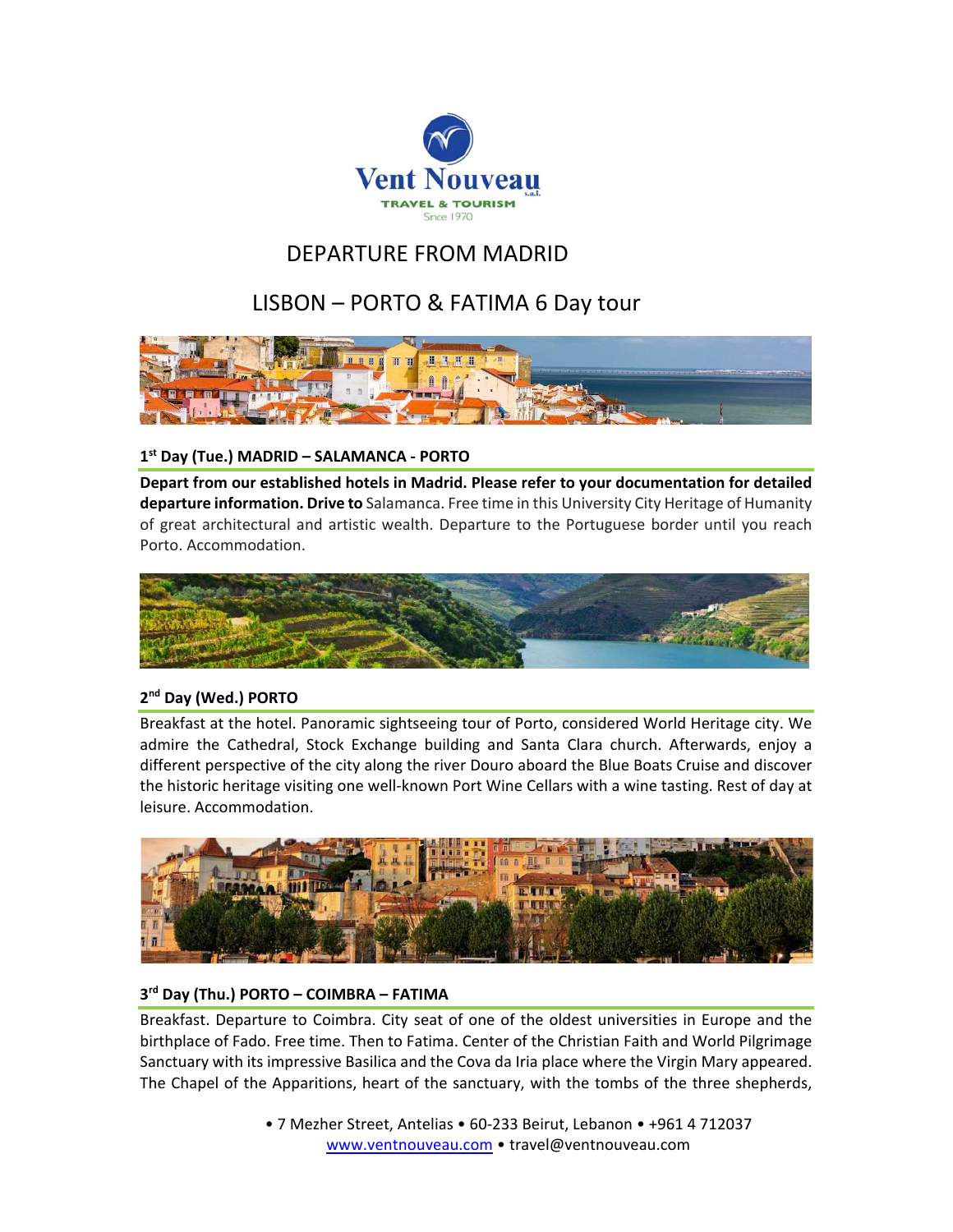Vent Nouveau

TRAVEL & TOURISM

Since 1970

# DEPARTURE FROM MADRID

# LISBON – PORTO & FATIMA 6 Day tour

### 1st Day (Tue.) MADRID – SALAMANCA - PORTO

**Depart from our established hotels in Madrid. Please refer to your documentation for detailed departure information. Drive to** Salamanca. Free time in this University City Heritage of Humanity of great architectural and artistic wealth. Departure to the Portuguese border until you reach Porto. Accommodation.

### 2nd Day (Wed.) PORTO

Breakfast at the hotel. Panoramic sightseeing tour of Porto, considered World Heritage city. We admire the Cathedral, Stock Exchange building and Santa Clara church. Afterwards, enjoy a different perspective of the city along the river Douro aboard the Blue Boats Cruise and discover the historic heritage visiting one well-known Port Wine Cellars with a wine tasting. Rest of day at leisure. Accommodation.

### 3rd Day (Thu.) PORTO – COIMBRA – FATIMA

Breakfast. Departure to Coimbra. City seat of one of the oldest universities in Europe and the birthplace of Fado. Free time. Then to Fatima. Center of the Christian Faith and World Pilgrimage Sanctuary with its impressive Basilica and the Cova da Iria place where the Virgin Mary appeared. The Chapel of the Apparitions, heart of the sanctuary, with the tombs of the three shepherds,

• 7 Mezher Street, Antelias • 60-233 Beirut, Lebanon • +961 4 712037
www.ventnouveau.com • travel@ventnouveau.com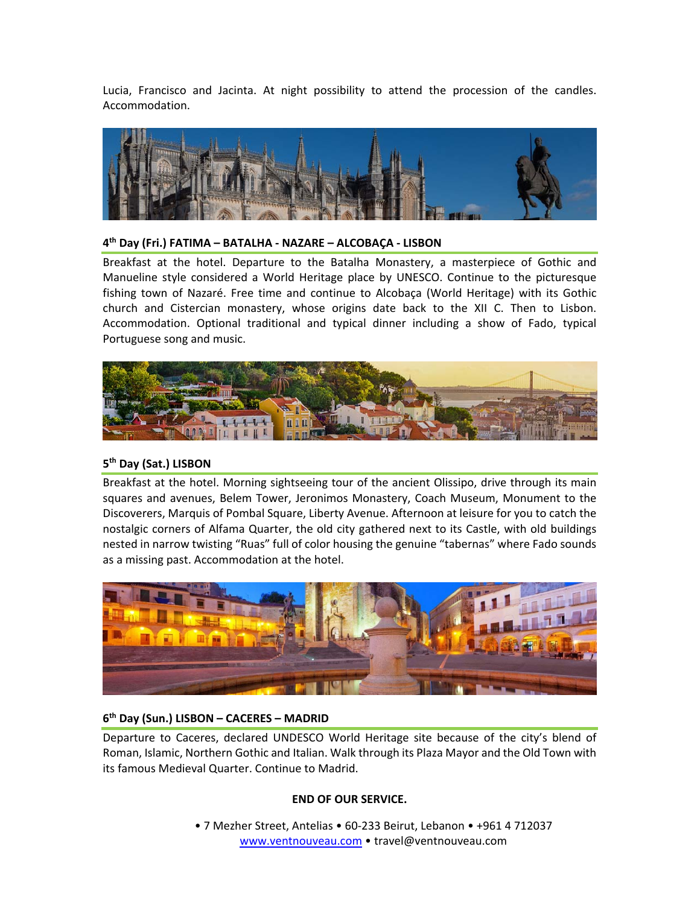Lucia, Francisco and Jacinta. At night possibility to attend the procession of the candles. Accommodation.

### 4th Day (Fri.) FATIMA – BATALHA - NAZARE – ALCOBAÇA - LISBON

Breakfast at the hotel. Departure to the Batalha Monastery, a masterpiece of Gothic and Manueline style considered a World Heritage place by UNESCO. Continue to the picturesque fishing town of Nazaré. Free time and continue to Alcobaça (World Heritage) with its Gothic church and Cistercian monastery, whose origins date back to the XII C. Then to Lisbon. Accommodation. Optional traditional and typical dinner including a show of Fado, typical Portuguese song and music.

### 5th Day (Sat.) LISBON

Breakfast at the hotel. Morning sightseeing tour of the ancient Olissipo, drive through its main squares and avenues, Belem Tower, Jeronimos Monastery, Coach Museum, Monument to the Discoverers, Marquis of Pombal Square, Liberty Avenue. Afternoon at leisure for you to catch the nostalgic corners of Alfama Quarter, the old city gathered next to its Castle, with old buildings nested in narrow twisting "Ruas" full of color housing the genuine "tabernas" where Fado sounds as a missing past. Accommodation at the hotel.

### 6th Day (Sun.) LISBON – CACERES – MADRID

Departure to Caceres, declared UNDESCO World Heritage site because of the city's blend of Roman, Islamic, Northern Gothic and Italian. Walk through its Plaza Mayor and the Old Town with its famous Medieval Quarter. Continue to Madrid.

**END OF OUR SERVICE.**

• 7 Mezher Street, Antelias • 60-233 Beirut, Lebanon • +961 4 712037
www.ventnouveau.com • travel@ventnouveau.com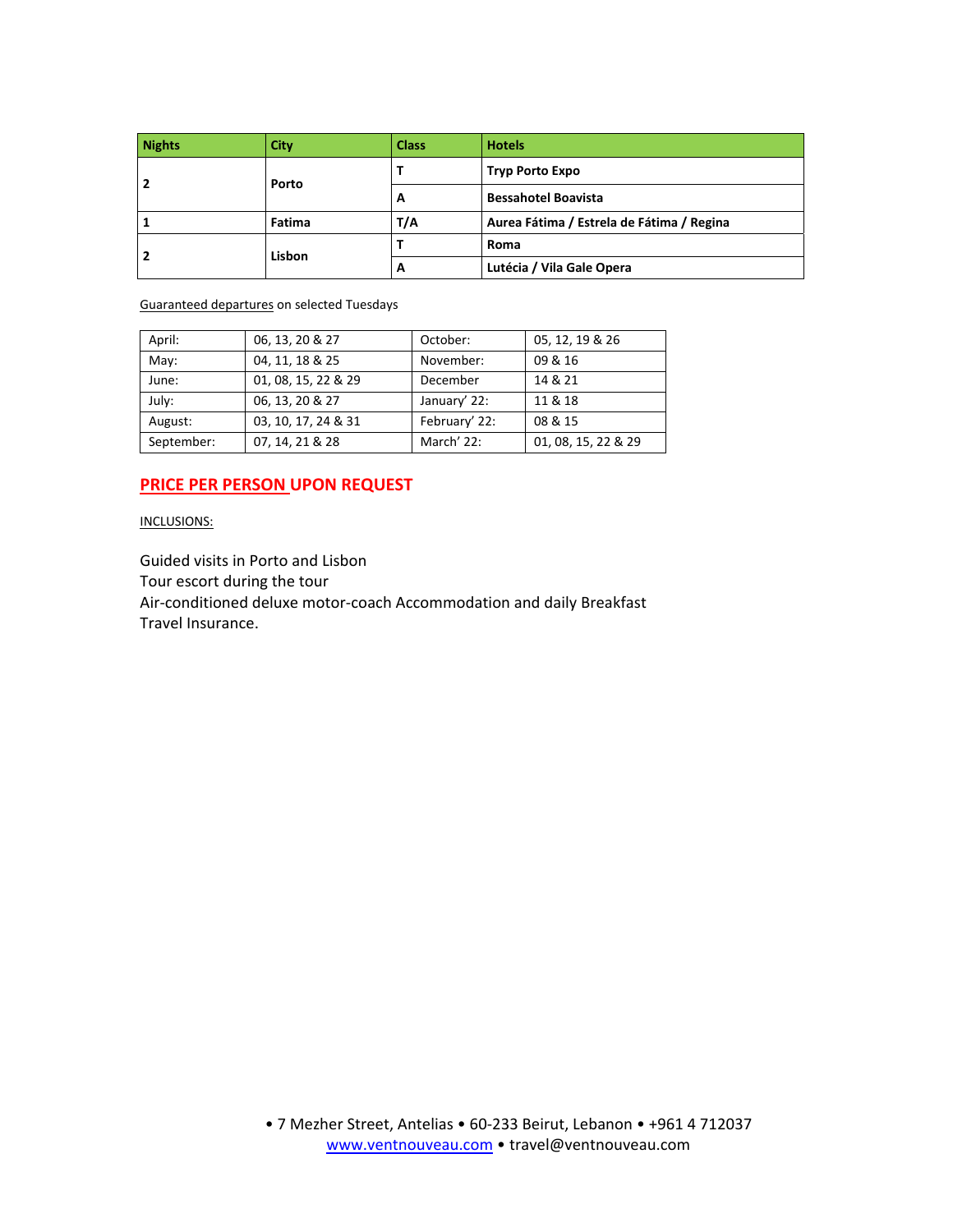| Nights | City | Class | Hotels |
|---|---|---|---|
| 2 | Porto | T | Tryp Porto Expo |
| | | A | Bessahotel Boavista |
| 1 | Fatima | T/A | Aurea Fátima / Estrela de Fátima / Regina |
| 2 | Lisbon | T | Roma |
| | | A | Lutécia / Vila Gale Opera |

Guaranteed departures on selected Tuesdays

| | | | |
|---|---|---|---|
| April: | 06, 13, 20 & 27 | October: | 05, 12, 19 & 26 |
| May: | 04, 11, 18 & 25 | November: | 09 & 16 |
| June: | 01, 08, 15, 22 & 29 | December | 14 & 21 |
| July: | 06, 13, 20 & 27 | January' 22: | 11 & 18 |
| August: | 03, 10, 17, 24 & 31 | February' 22: | 08 & 15 |
| September: | 07, 14, 21 & 28 | March' 22: | 01, 08, 15, 22 & 29 |

**PRICE PER PERSON UPON REQUEST**

INCLUSIONS:

Guided visits in Porto and Lisbon
Tour escort during the tour
Air-conditioned deluxe motor-coach Accommodation and daily Breakfast
Travel Insurance.

• 7 Mezher Street, Antelias • 60-233 Beirut, Lebanon • +961 4 712037
www.ventnouveau.com • travel@ventnouveau.com